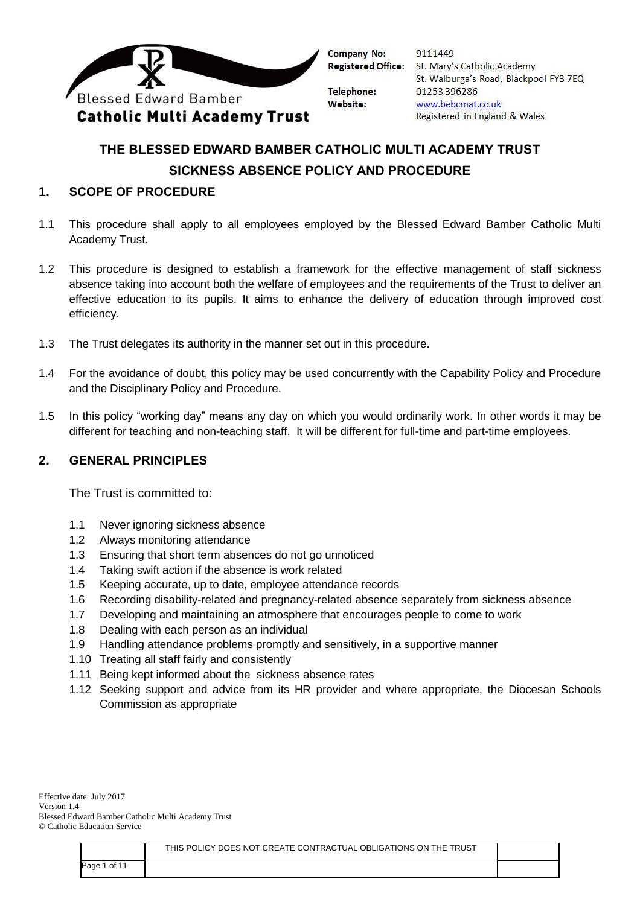Blessed Edward Bamber
**Catholic Multi Academy Trust**

**Company No:** 9111449
**Registered Office:** St. Mary's Catholic Academy, St. Walburga's Road, Blackpool FY3 7EQ
**Telephone:** 01253 396286
**Website:** www.bebcmat.co.uk
Registered in England & Wales

# THE BLESSED EDWARD BAMBER CATHOLIC MULTI ACADEMY TRUST
# SICKNESS ABSENCE POLICY AND PROCEDURE

## 1. SCOPE OF PROCEDURE

1.1 This procedure shall apply to all employees employed by the Blessed Edward Bamber Catholic Multi Academy Trust.

1.2 This procedure is designed to establish a framework for the effective management of staff sickness absence taking into account both the welfare of employees and the requirements of the Trust to deliver an effective education to its pupils. It aims to enhance the delivery of education through improved cost efficiency.

1.3 The Trust delegates its authority in the manner set out in this procedure.

1.4 For the avoidance of doubt, this policy may be used concurrently with the Capability Policy and Procedure and the Disciplinary Policy and Procedure.

1.5 In this policy "working day" means any day on which you would ordinarily work. In other words it may be different for teaching and non-teaching staff. It will be different for full-time and part-time employees.

## 2. GENERAL PRINCIPLES

The Trust is committed to:

1.1 Never ignoring sickness absence
1.2 Always monitoring attendance
1.3 Ensuring that short term absences do not go unnoticed
1.4 Taking swift action if the absence is work related
1.5 Keeping accurate, up to date, employee attendance records
1.6 Recording disability-related and pregnancy-related absence separately from sickness absence
1.7 Developing and maintaining an atmosphere that encourages people to come to work
1.8 Dealing with each person as an individual
1.9 Handling attendance problems promptly and sensitively, in a supportive manner
1.10 Treating all staff fairly and consistently
1.11 Being kept informed about the sickness absence rates
1.12 Seeking support and advice from its HR provider and where appropriate, the Diocesan Schools Commission as appropriate

Effective date: July 2017
Version 1.4
Blessed Edward Bamber Catholic Multi Academy Trust
© Catholic Education Service

THIS POLICY DOES NOT CREATE CONTRACTUAL OBLIGATIONS ON THE TRUST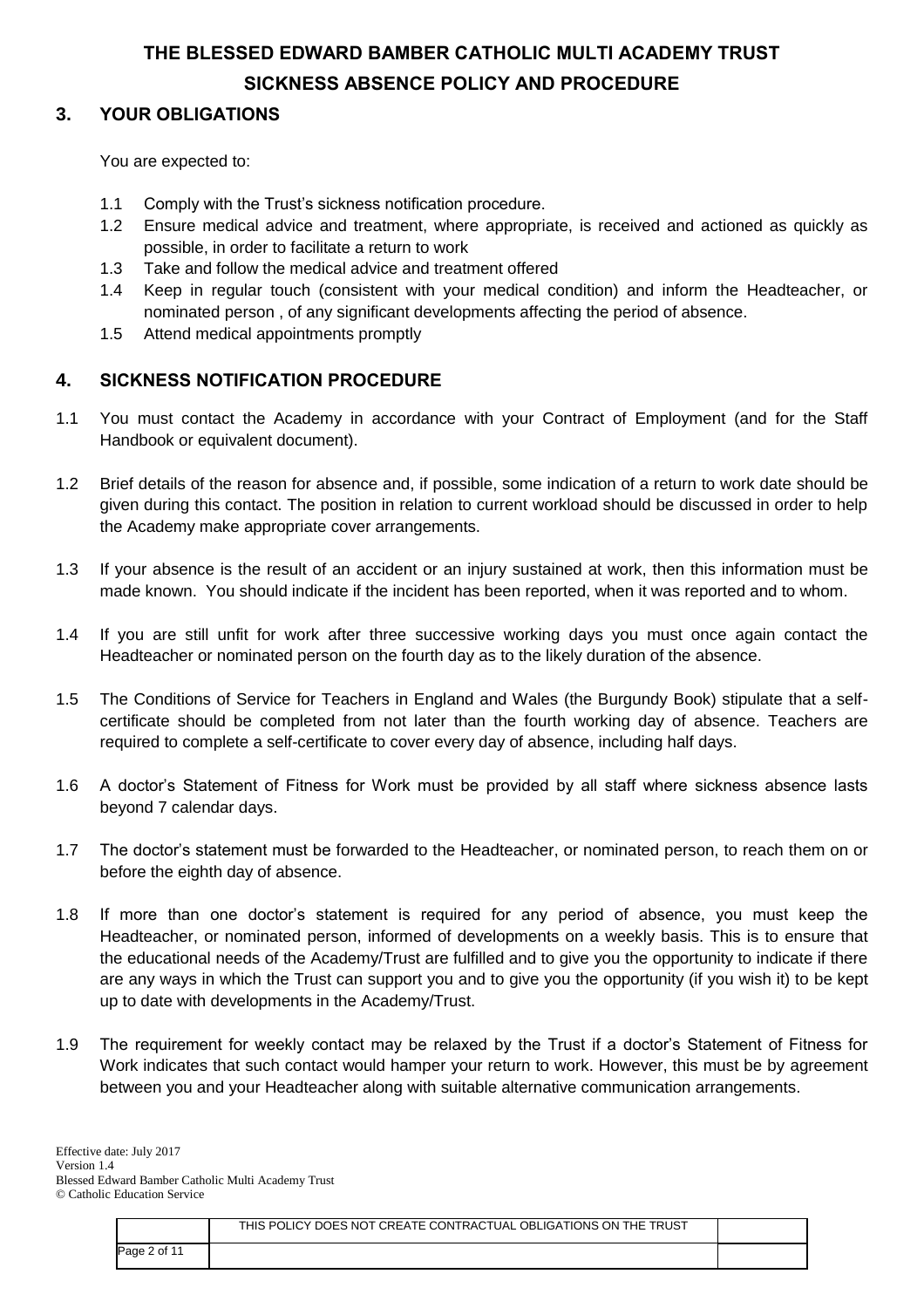# THE BLESSED EDWARD BAMBER CATHOLIC MULTI ACADEMY TRUST

## SICKNESS ABSENCE POLICY AND PROCEDURE

### 3. YOUR OBLIGATIONS

You are expected to:

1.1 Comply with the Trust's sickness notification procedure.

1.2 Ensure medical advice and treatment, where appropriate, is received and actioned as quickly as possible, in order to facilitate a return to work

1.3 Take and follow the medical advice and treatment offered

1.4 Keep in regular touch (consistent with your medical condition) and inform the Headteacher, or nominated person , of any significant developments affecting the period of absence.

1.5 Attend medical appointments promptly

### 4. SICKNESS NOTIFICATION PROCEDURE

1.1 You must contact the Academy in accordance with your Contract of Employment (and for the Staff Handbook or equivalent document).

1.2 Brief details of the reason for absence and, if possible, some indication of a return to work date should be given during this contact. The position in relation to current workload should be discussed in order to help the Academy make appropriate cover arrangements.

1.3 If your absence is the result of an accident or an injury sustained at work, then this information must be made known. You should indicate if the incident has been reported, when it was reported and to whom.

1.4 If you are still unfit for work after three successive working days you must once again contact the Headteacher or nominated person on the fourth day as to the likely duration of the absence.

1.5 The Conditions of Service for Teachers in England and Wales (the Burgundy Book) stipulate that a self-certificate should be completed from not later than the fourth working day of absence. Teachers are required to complete a self-certificate to cover every day of absence, including half days.

1.6 A doctor's Statement of Fitness for Work must be provided by all staff where sickness absence lasts beyond 7 calendar days.

1.7 The doctor's statement must be forwarded to the Headteacher, or nominated person, to reach them on or before the eighth day of absence.

1.8 If more than one doctor's statement is required for any period of absence, you must keep the Headteacher, or nominated person, informed of developments on a weekly basis. This is to ensure that the educational needs of the Academy/Trust are fulfilled and to give you the opportunity to indicate if there are any ways in which the Trust can support you and to give you the opportunity (if you wish it) to be kept up to date with developments in the Academy/Trust.

1.9 The requirement for weekly contact may be relaxed by the Trust if a doctor's Statement of Fitness for Work indicates that such contact would hamper your return to work. However, this must be by agreement between you and your Headteacher along with suitable alternative communication arrangements.

Effective date: July 2017
Version 1.4
Blessed Edward Bamber Catholic Multi Academy Trust
© Catholic Education Service

THIS POLICY DOES NOT CREATE CONTRACTUAL OBLIGATIONS ON THE TRUST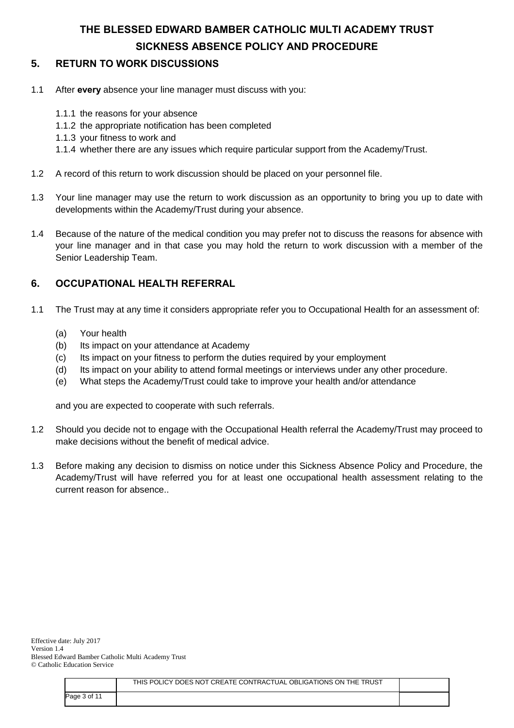## 5. RETURN TO WORK DISCUSSIONS

1.1 After **every** absence your line manager must discuss with you:

   1.1.1 the reasons for your absence
   1.1.2 the appropriate notification has been completed
   1.1.3 your fitness to work and
   1.1.4 whether there are any issues which require particular support from the Academy/Trust.

1.2 A record of this return to work discussion should be placed on your personnel file.

1.3 Your line manager may use the return to work discussion as an opportunity to bring you up to date with developments within the Academy/Trust during your absence.

1.4 Because of the nature of the medical condition you may prefer not to discuss the reasons for absence with your line manager and in that case you may hold the return to work discussion with a member of the Senior Leadership Team.

## 6. OCCUPATIONAL HEALTH REFERRAL

1.1 The Trust may at any time it considers appropriate refer you to Occupational Health for an assessment of:

   (a) Your health
   (b) Its impact on your attendance at Academy
   (c) Its impact on your fitness to perform the duties required by your employment
   (d) Its impact on your ability to attend formal meetings or interviews under any other procedure.
   (e) What steps the Academy/Trust could take to improve your health and/or attendance

   and you are expected to cooperate with such referrals.

1.2 Should you decide not to engage with the Occupational Health referral the Academy/Trust may proceed to make decisions without the benefit of medical advice.

1.3 Before making any decision to dismiss on notice under this Sickness Absence Policy and Procedure, the Academy/Trust will have referred you for at least one occupational health assessment relating to the current reason for absence..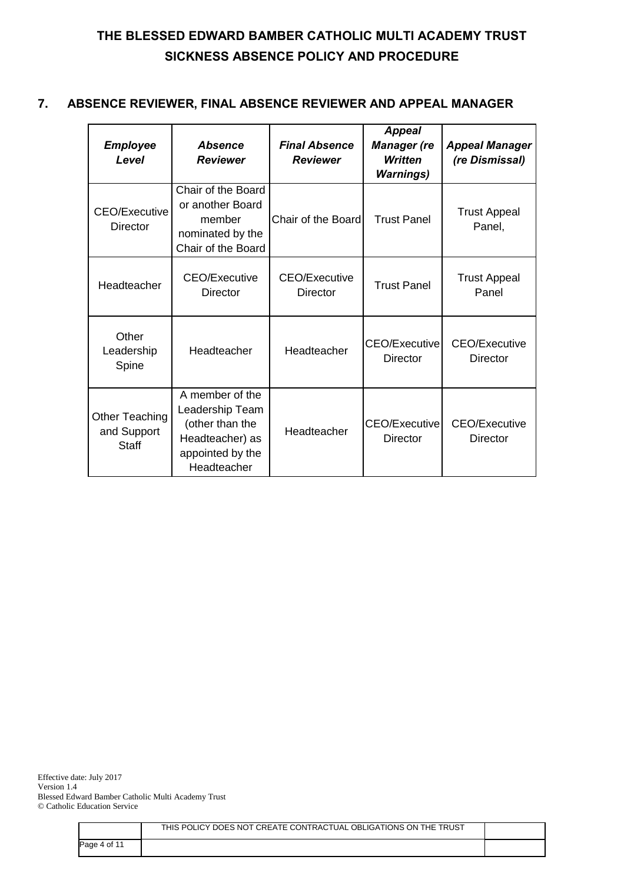## 7. ABSENCE REVIEWER, FINAL ABSENCE REVIEWER AND APPEAL MANAGER

| ***Employee Level*** | ***Absence Reviewer*** | ***Final Absence Reviewer*** | ***Appeal Manager (re Written Warnings)*** | ***Appeal Manager (re Dismissal)*** |
|---|---|---|---|---|
| CEO/Executive Director | Chair of the Board or another Board member nominated by the Chair of the Board | Chair of the Board | Trust Panel | Trust Appeal Panel, |
| Headteacher | CEO/Executive Director | CEO/Executive Director | Trust Panel | Trust Appeal Panel |
| Other Leadership Spine | Headteacher | Headteacher | CEO/Executive Director | CEO/Executive Director |
| Other Teaching and Support Staff | A member of the Leadership Team (other than the Headteacher) as appointed by the Headteacher | Headteacher | CEO/Executive Director | CEO/Executive Director |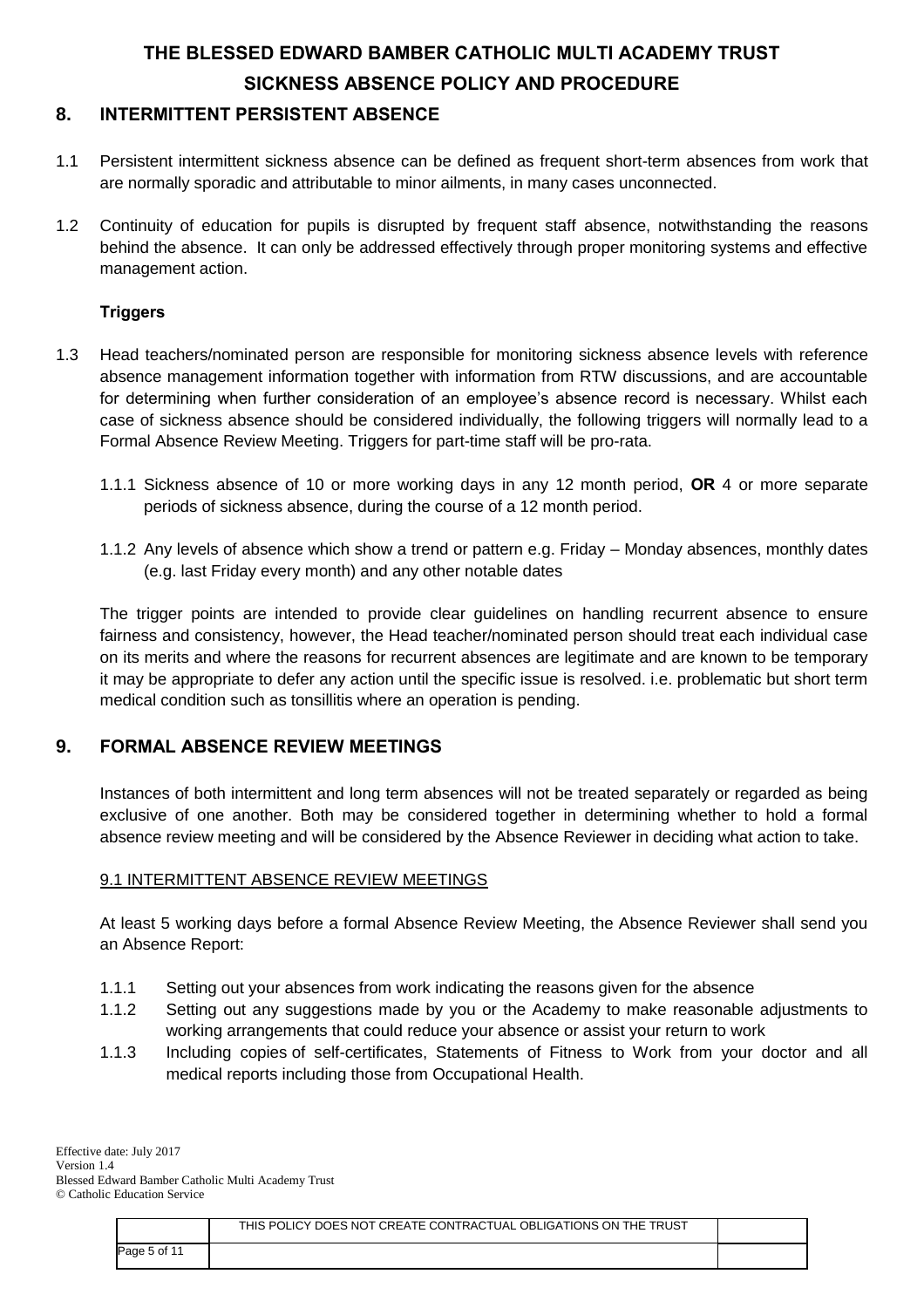## 8. INTERMITTENT PERSISTENT ABSENCE

1.1 Persistent intermittent sickness absence can be defined as frequent short-term absences from work that are normally sporadic and attributable to minor ailments, in many cases unconnected.

1.2 Continuity of education for pupils is disrupted by frequent staff absence, notwithstanding the reasons behind the absence. It can only be addressed effectively through proper monitoring systems and effective management action.

**Triggers**

1.3 Head teachers/nominated person are responsible for monitoring sickness absence levels with reference absence management information together with information from RTW discussions, and are accountable for determining when further consideration of an employee's absence record is necessary. Whilst each case of sickness absence should be considered individually, the following triggers will normally lead to a Formal Absence Review Meeting. Triggers for part-time staff will be pro-rata.

1.1.1 Sickness absence of 10 or more working days in any 12 month period, **OR** 4 or more separate periods of sickness absence, during the course of a 12 month period.

1.1.2 Any levels of absence which show a trend or pattern e.g. Friday – Monday absences, monthly dates (e.g. last Friday every month) and any other notable dates

The trigger points are intended to provide clear guidelines on handling recurrent absence to ensure fairness and consistency, however, the Head teacher/nominated person should treat each individual case on its merits and where the reasons for recurrent absences are legitimate and are known to be temporary it may be appropriate to defer any action until the specific issue is resolved. i.e. problematic but short term medical condition such as tonsillitis where an operation is pending.

## 9. FORMAL ABSENCE REVIEW MEETINGS

Instances of both intermittent and long term absences will not be treated separately or regarded as being exclusive of one another. Both may be considered together in determining whether to hold a formal absence review meeting and will be considered by the Absence Reviewer in deciding what action to take.

### 9.1 INTERMITTENT ABSENCE REVIEW MEETINGS

At least 5 working days before a formal Absence Review Meeting, the Absence Reviewer shall send you an Absence Report:

1.1.1 Setting out your absences from work indicating the reasons given for the absence

1.1.2 Setting out any suggestions made by you or the Academy to make reasonable adjustments to working arrangements that could reduce your absence or assist your return to work

1.1.3 Including copies of self-certificates, Statements of Fitness to Work from your doctor and all medical reports including those from Occupational Health.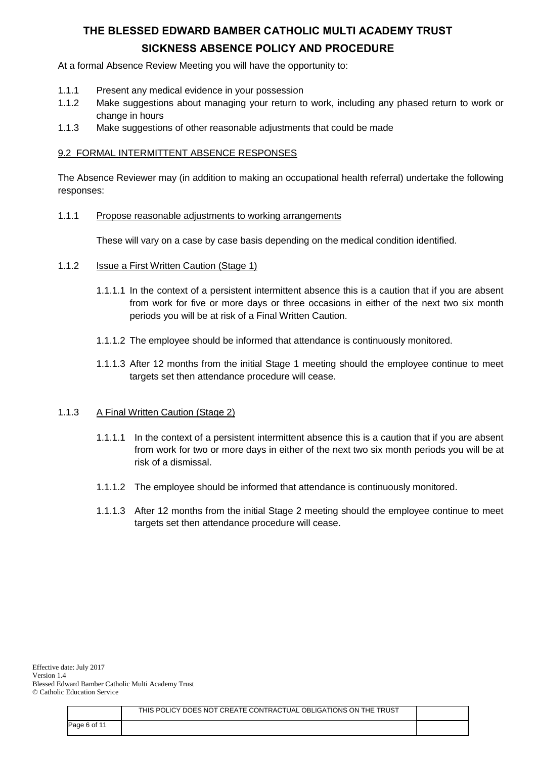At a formal Absence Review Meeting you will have the opportunity to:

1.1.1 Present any medical evidence in your possession
1.1.2 Make suggestions about managing your return to work, including any phased return to work or change in hours
1.1.3 Make suggestions of other reasonable adjustments that could be made

## 9.2 FORMAL INTERMITTENT ABSENCE RESPONSES

The Absence Reviewer may (in addition to making an occupational health referral) undertake the following responses:

1.1.1 Propose reasonable adjustments to working arrangements

These will vary on a case by case basis depending on the medical condition identified.

1.1.2 Issue a First Written Caution (Stage 1)

1.1.1.1 In the context of a persistent intermittent absence this is a caution that if you are absent from work for five or more days or three occasions in either of the next two six month periods you will be at risk of a Final Written Caution.

1.1.1.2 The employee should be informed that attendance is continuously monitored.

1.1.1.3 After 12 months from the initial Stage 1 meeting should the employee continue to meet targets set then attendance procedure will cease.

1.1.3 A Final Written Caution (Stage 2)

1.1.1.1 In the context of a persistent intermittent absence this is a caution that if you are absent from work for two or more days in either of the next two six month periods you will be at risk of a dismissal.

1.1.1.2 The employee should be informed that attendance is continuously monitored.

1.1.1.3 After 12 months from the initial Stage 2 meeting should the employee continue to meet targets set then attendance procedure will cease.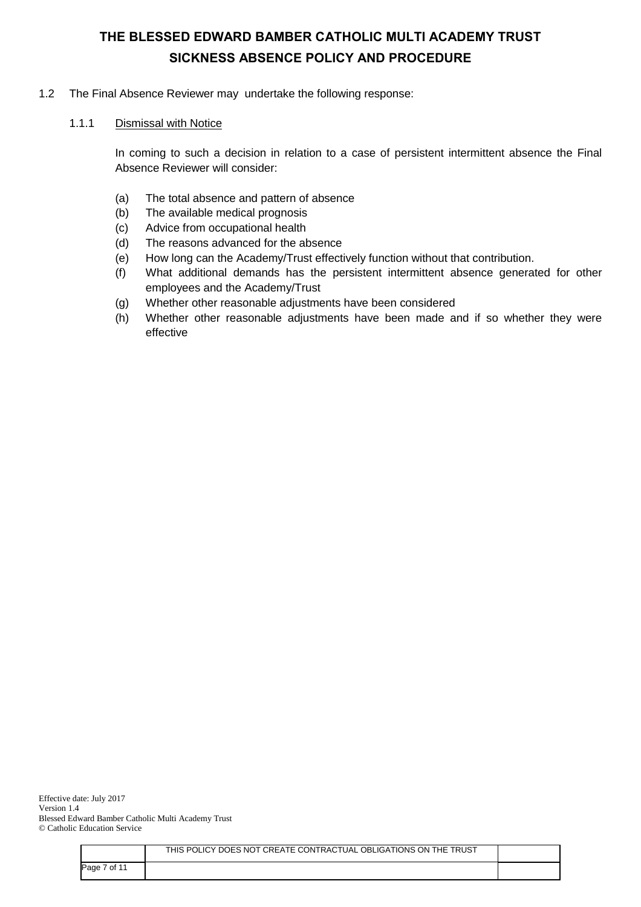1.2 The Final Absence Reviewer may undertake the following response:

1.1.1 <u>Dismissal with Notice</u>

In coming to such a decision in relation to a case of persistent intermittent absence the Final Absence Reviewer will consider:

(a) The total absence and pattern of absence
(b) The available medical prognosis
(c) Advice from occupational health
(d) The reasons advanced for the absence
(e) How long can the Academy/Trust effectively function without that contribution.
(f) What additional demands has the persistent intermittent absence generated for other employees and the Academy/Trust
(g) Whether other reasonable adjustments have been considered
(h) Whether other reasonable adjustments have been made and if so whether they were effective

Effective date: July 2017
Version 1.4
Blessed Edward Bamber Catholic Multi Academy Trust
© Catholic Education Service

THIS POLICY DOES NOT CREATE CONTRACTUAL OBLIGATIONS ON THE TRUST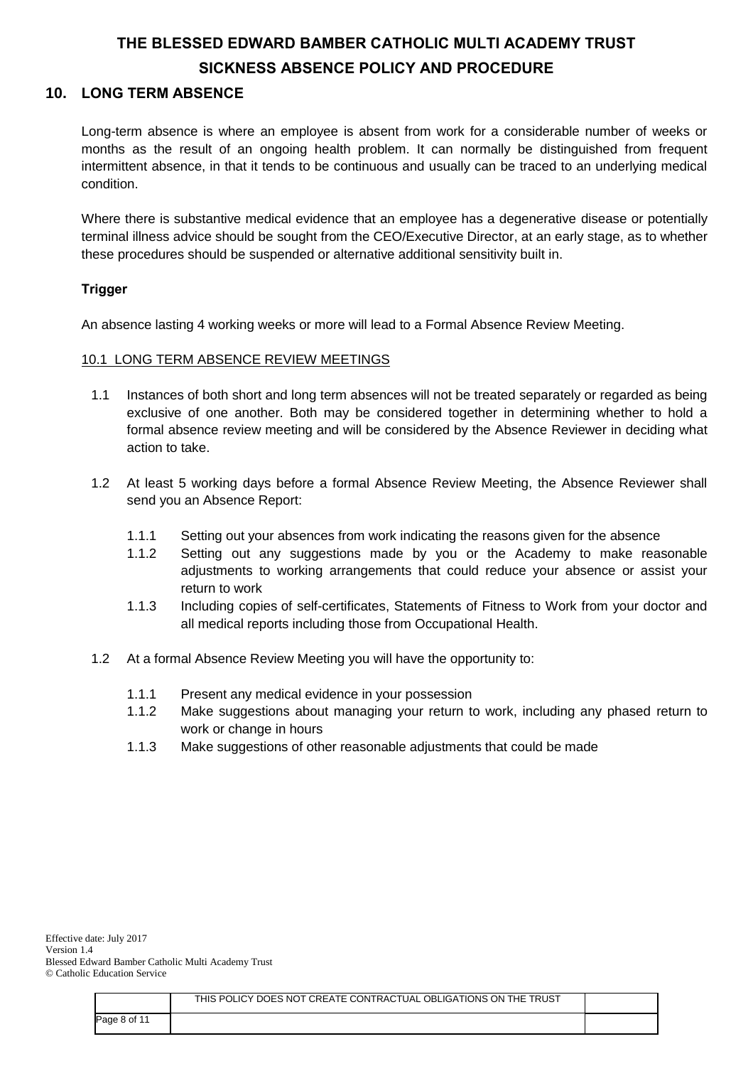## 10. LONG TERM ABSENCE

Long-term absence is where an employee is absent from work for a considerable number of weeks or months as the result of an ongoing health problem. It can normally be distinguished from frequent intermittent absence, in that it tends to be continuous and usually can be traced to an underlying medical condition.

Where there is substantive medical evidence that an employee has a degenerative disease or potentially terminal illness advice should be sought from the CEO/Executive Director, at an early stage, as to whether these procedures should be suspended or alternative additional sensitivity built in.

**Trigger**

An absence lasting 4 working weeks or more will lead to a Formal Absence Review Meeting.

10.1 LONG TERM ABSENCE REVIEW MEETINGS

1.1 Instances of both short and long term absences will not be treated separately or regarded as being exclusive of one another. Both may be considered together in determining whether to hold a formal absence review meeting and will be considered by the Absence Reviewer in deciding what action to take.

1.2 At least 5 working days before a formal Absence Review Meeting, the Absence Reviewer shall send you an Absence Report:

- 1.1.1 Setting out your absences from work indicating the reasons given for the absence
- 1.1.2 Setting out any suggestions made by you or the Academy to make reasonable adjustments to working arrangements that could reduce your absence or assist your return to work
- 1.1.3 Including copies of self-certificates, Statements of Fitness to Work from your doctor and all medical reports including those from Occupational Health.

1.2 At a formal Absence Review Meeting you will have the opportunity to:

- 1.1.1 Present any medical evidence in your possession
- 1.1.2 Make suggestions about managing your return to work, including any phased return to work or change in hours
- 1.1.3 Make suggestions of other reasonable adjustments that could be made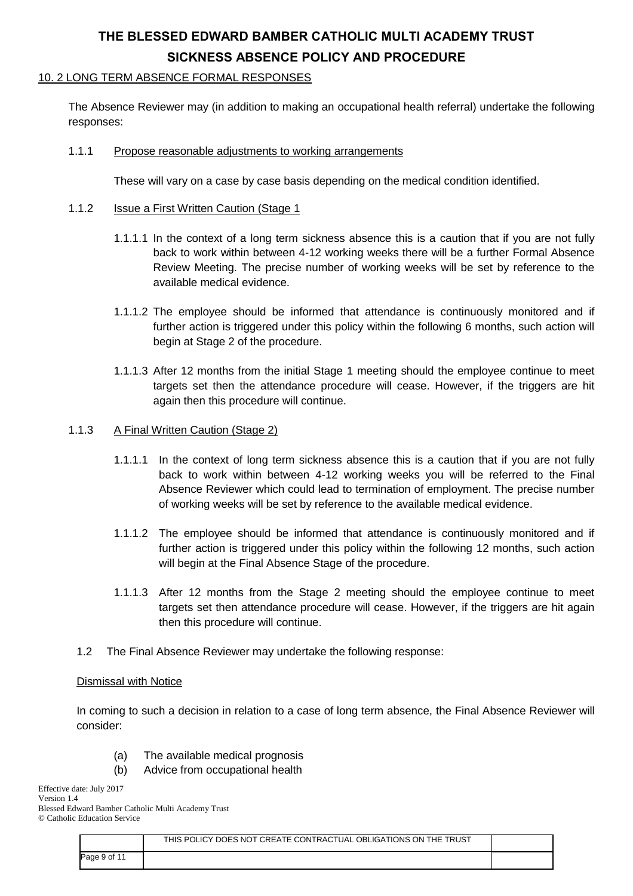## 10. 2 LONG TERM ABSENCE FORMAL RESPONSES

The Absence Reviewer may (in addition to making an occupational health referral) undertake the following responses:

1.1.1 Propose reasonable adjustments to working arrangements

These will vary on a case by case basis depending on the medical condition identified.

1.1.2 Issue a First Written Caution (Stage 1

1.1.1.1 In the context of a long term sickness absence this is a caution that if you are not fully back to work within between 4-12 working weeks there will be a further Formal Absence Review Meeting. The precise number of working weeks will be set by reference to the available medical evidence.

1.1.1.2 The employee should be informed that attendance is continuously monitored and if further action is triggered under this policy within the following 6 months, such action will begin at Stage 2 of the procedure.

1.1.1.3 After 12 months from the initial Stage 1 meeting should the employee continue to meet targets set then the attendance procedure will cease. However, if the triggers are hit again then this procedure will continue.

1.1.3 A Final Written Caution (Stage 2)

1.1.1.1 In the context of long term sickness absence this is a caution that if you are not fully back to work within between 4-12 working weeks you will be referred to the Final Absence Reviewer which could lead to termination of employment. The precise number of working weeks will be set by reference to the available medical evidence.

1.1.1.2 The employee should be informed that attendance is continuously monitored and if further action is triggered under this policy within the following 12 months, such action will begin at the Final Absence Stage of the procedure.

1.1.1.3 After 12 months from the Stage 2 meeting should the employee continue to meet targets set then attendance procedure will cease. However, if the triggers are hit again then this procedure will continue.

1.2 The Final Absence Reviewer may undertake the following response:

Dismissal with Notice

In coming to such a decision in relation to a case of long term absence, the Final Absence Reviewer will consider:

(a) The available medical prognosis
(b) Advice from occupational health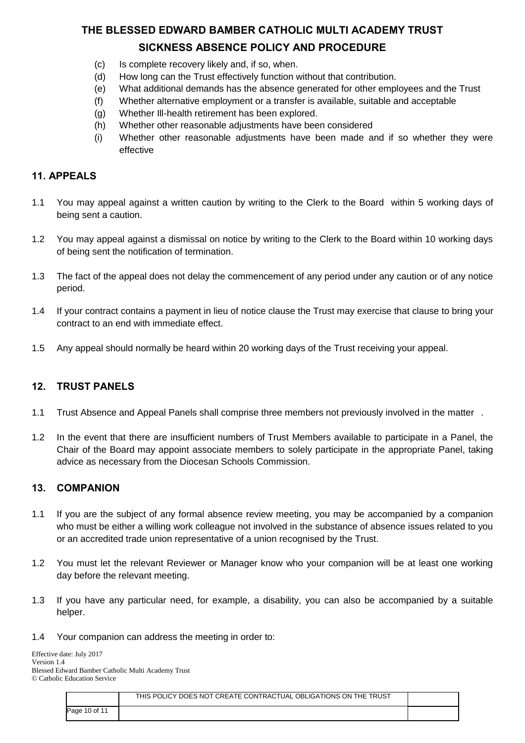(c) Is complete recovery likely and, if so, when.
(d) How long can the Trust effectively function without that contribution.
(e) What additional demands has the absence generated for other employees and the Trust
(f) Whether alternative employment or a transfer is available, suitable and acceptable
(g) Whether Ill-health retirement has been explored.
(h) Whether other reasonable adjustments have been considered
(i) Whether other reasonable adjustments have been made and if so whether they were effective

## 11. APPEALS

1.1 You may appeal against a written caution by writing to the Clerk to the Board within 5 working days of being sent a caution.

1.2 You may appeal against a dismissal on notice by writing to the Clerk to the Board within 10 working days of being sent the notification of termination.

1.3 The fact of the appeal does not delay the commencement of any period under any caution or of any notice period.

1.4 If your contract contains a payment in lieu of notice clause the Trust may exercise that clause to bring your contract to an end with immediate effect.

1.5 Any appeal should normally be heard within 20 working days of the Trust receiving your appeal.

## 12. TRUST PANELS

1.1 Trust Absence and Appeal Panels shall comprise three members not previously involved in the matter .

1.2 In the event that there are insufficient numbers of Trust Members available to participate in a Panel, the Chair of the Board may appoint associate members to solely participate in the appropriate Panel, taking advice as necessary from the Diocesan Schools Commission.

## 13. COMPANION

1.1 If you are the subject of any formal absence review meeting, you may be accompanied by a companion who must be either a willing work colleague not involved in the substance of absence issues related to you or an accredited trade union representative of a union recognised by the Trust.

1.2 You must let the relevant Reviewer or Manager know who your companion will be at least one working day before the relevant meeting.

1.3 If you have any particular need, for example, a disability, you can also be accompanied by a suitable helper.

1.4 Your companion can address the meeting in order to: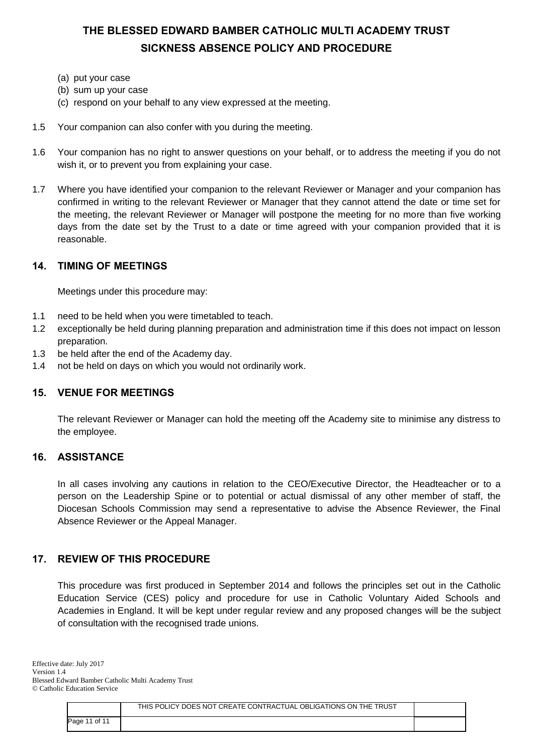(a) put your case
(b) sum up your case
(c) respond on your behalf to any view expressed at the meeting.

1.5 Your companion can also confer with you during the meeting.

1.6 Your companion has no right to answer questions on your behalf, or to address the meeting if you do not wish it, or to prevent you from explaining your case.

1.7 Where you have identified your companion to the relevant Reviewer or Manager and your companion has confirmed in writing to the relevant Reviewer or Manager that they cannot attend the date or time set for the meeting, the relevant Reviewer or Manager will postpone the meeting for no more than five working days from the date set by the Trust to a date or time agreed with your companion provided that it is reasonable.

## 14. TIMING OF MEETINGS

Meetings under this procedure may:

1.1 need to be held when you were timetabled to teach.
1.2 exceptionally be held during planning preparation and administration time if this does not impact on lesson preparation.
1.3 be held after the end of the Academy day.
1.4 not be held on days on which you would not ordinarily work.

## 15. VENUE FOR MEETINGS

The relevant Reviewer or Manager can hold the meeting off the Academy site to minimise any distress to the employee.

## 16. ASSISTANCE

In all cases involving any cautions in relation to the CEO/Executive Director, the Headteacher or to a person on the Leadership Spine or to potential or actual dismissal of any other member of staff, the Diocesan Schools Commission may send a representative to advise the Absence Reviewer, the Final Absence Reviewer or the Appeal Manager.

## 17. REVIEW OF THIS PROCEDURE

This procedure was first produced in September 2014 and follows the principles set out in the Catholic Education Service (CES) policy and procedure for use in Catholic Voluntary Aided Schools and Academies in England. It will be kept under regular review and any proposed changes will be the subject of consultation with the recognised trade unions.

Effective date: July 2017
Version 1.4
Blessed Edward Bamber Catholic Multi Academy Trust
© Catholic Education Service

THIS POLICY DOES NOT CREATE CONTRACTUAL OBLIGATIONS ON THE TRUST